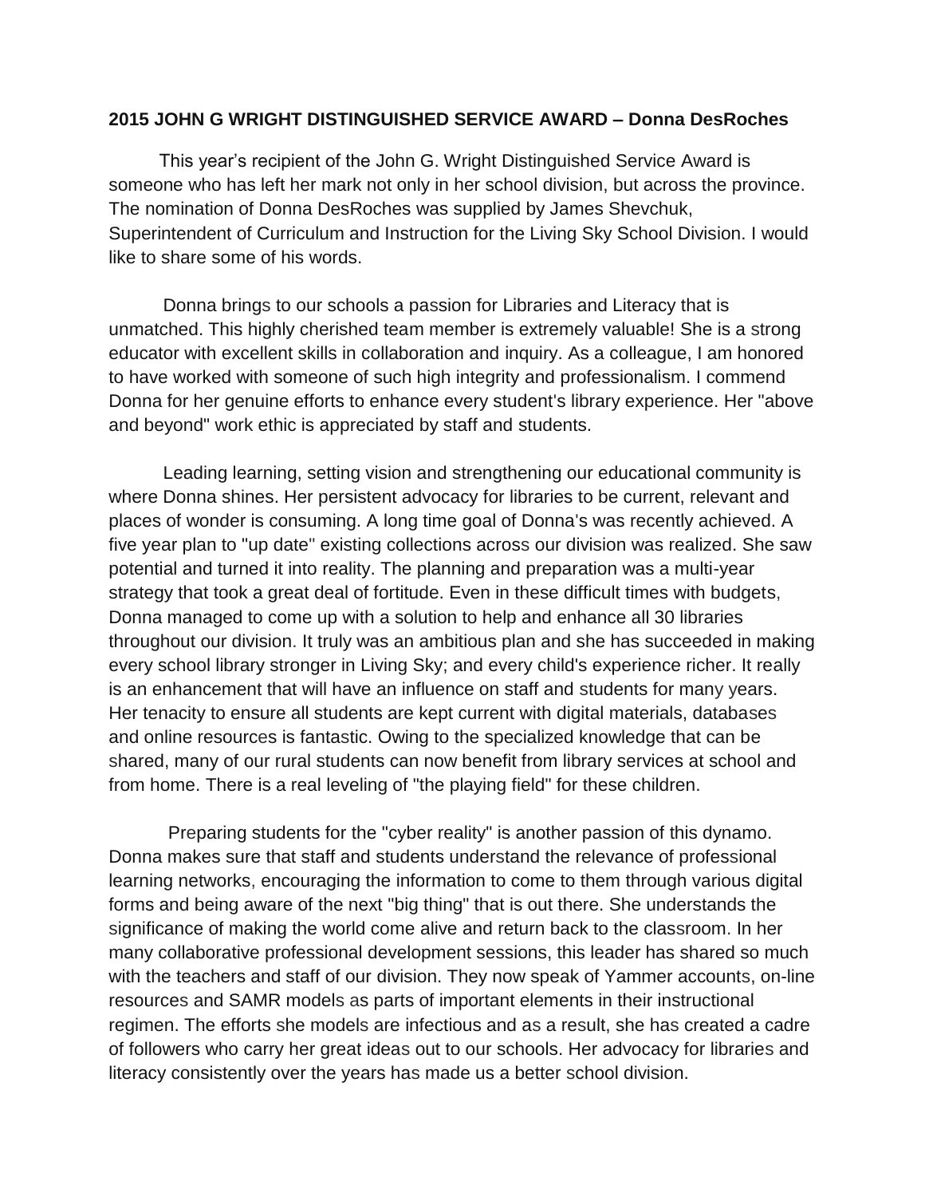**2015 JOHN G WRIGHT DISTINGUISHED SERVICE AWARD – Donna DesRoches**

This year's recipient of the John G. Wright Distinguished Service Award is someone who has left her mark not only in her school division, but across the province. The nomination of Donna DesRoches was supplied by James Shevchuk, Superintendent of Curriculum and Instruction for the Living Sky School Division. I would like to share some of his words.

Donna brings to our schools a passion for Libraries and Literacy that is unmatched. This highly cherished team member is extremely valuable! She is a strong educator with excellent skills in collaboration and inquiry. As a colleague, I am honored to have worked with someone of such high integrity and professionalism. I commend Donna for her genuine efforts to enhance every student's library experience. Her "above and beyond" work ethic is appreciated by staff and students.

Leading learning, setting vision and strengthening our educational community is where Donna shines. Her persistent advocacy for libraries to be current, relevant and places of wonder is consuming. A long time goal of Donna's was recently achieved. A five year plan to "up date" existing collections across our division was realized. She saw potential and turned it into reality. The planning and preparation was a multi-year strategy that took a great deal of fortitude. Even in these difficult times with budgets, Donna managed to come up with a solution to help and enhance all 30 libraries throughout our division. It truly was an ambitious plan and she has succeeded in making every school library stronger in Living Sky; and every child's experience richer. It really is an enhancement that will have an influence on staff and students for many years. Her tenacity to ensure all students are kept current with digital materials, databases and online resources is fantastic. Owing to the specialized knowledge that can be shared, many of our rural students can now benefit from library services at school and from home. There is a real leveling of "the playing field" for these children.

Preparing students for the "cyber reality" is another passion of this dynamo. Donna makes sure that staff and students understand the relevance of professional learning networks, encouraging the information to come to them through various digital forms and being aware of the next "big thing" that is out there. She understands the significance of making the world come alive and return back to the classroom. In her many collaborative professional development sessions, this leader has shared so much with the teachers and staff of our division. They now speak of Yammer accounts, on-line resources and SAMR models as parts of important elements in their instructional regimen. The efforts she models are infectious and as a result, she has created a cadre of followers who carry her great ideas out to our schools. Her advocacy for libraries and literacy consistently over the years has made us a better school division.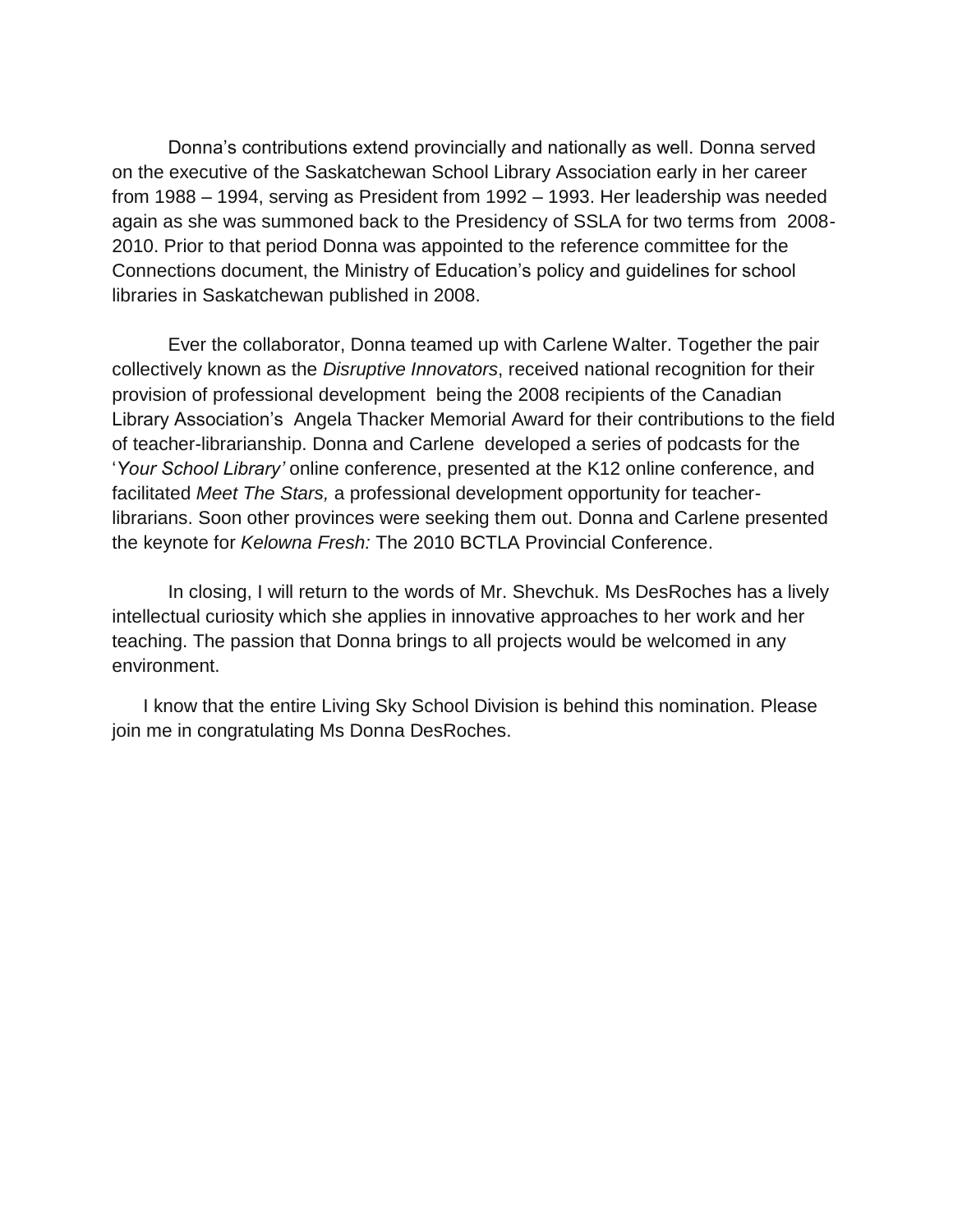Donna's contributions extend provincially and nationally as well. Donna served on the executive of the Saskatchewan School Library Association early in her career from 1988 – 1994, serving as President from 1992 – 1993. Her leadership was needed again as she was summoned back to the Presidency of SSLA for two terms from 2008-2010. Prior to that period Donna was appointed to the reference committee for the Connections document, the Ministry of Education's policy and guidelines for school libraries in Saskatchewan published in 2008.

Ever the collaborator, Donna teamed up with Carlene Walter. Together the pair collectively known as the *Disruptive Innovators*, received national recognition for their provision of professional development being the 2008 recipients of the Canadian Library Association's Angela Thacker Memorial Award for their contributions to the field of teacher-librarianship. Donna and Carlene developed a series of podcasts for the '*Your School Library'* online conference, presented at the K12 online conference, and facilitated *Meet The Stars,* a professional development opportunity for teacher-librarians. Soon other provinces were seeking them out. Donna and Carlene presented the keynote for *Kelowna Fresh:* The 2010 BCTLA Provincial Conference.

In closing, I will return to the words of Mr. Shevchuk. Ms DesRoches has a lively intellectual curiosity which she applies in innovative approaches to her work and her teaching. The passion that Donna brings to all projects would be welcomed in any environment.

I know that the entire Living Sky School Division is behind this nomination. Please join me in congratulating Ms Donna DesRoches.